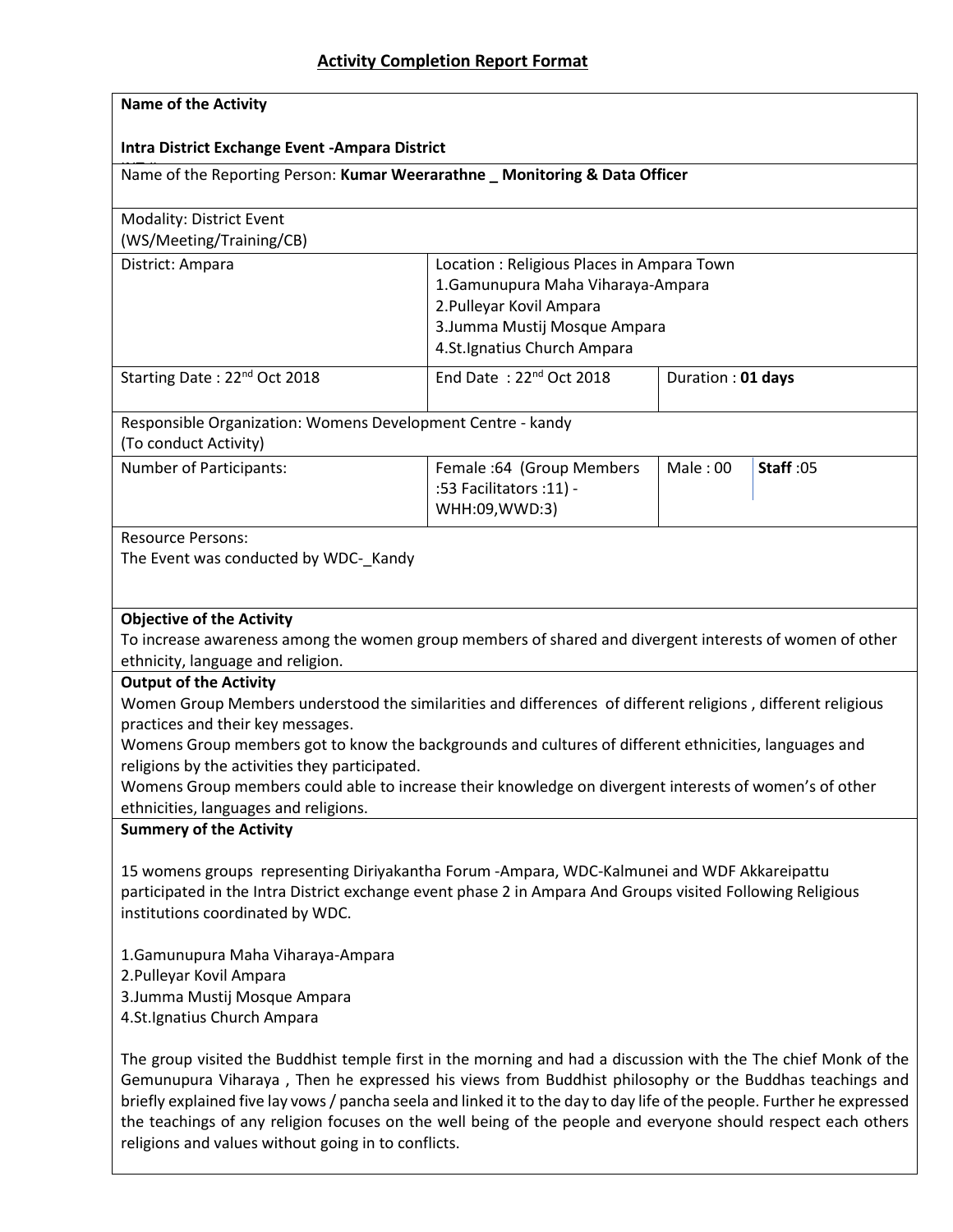## Activity Completion Report Format

| **Name of the Activity**<br><br>**Intra District Exchange Event -Ampara District** | | | |
|---|---|---|---|
| Name of the Reporting Person: **Kumar Weerarathne _ Monitoring & Data Officer** | | | |
| Modality: District Event<br>(WS/Meeting/Training/CB) | | | |
| District: Ampara | Location : Religious Places in Ampara Town<br>1.Gamunupura Maha Viharaya-Ampara<br>2.Pulleyar Kovil Ampara<br>3.Jumma Mustij Mosque Ampara<br>4.St.Ignatius Church Ampara | | |
| Starting Date : 22nd Oct 2018 | End Date : 22nd Oct 2018 | Duration : **01 days** | |
| Responsible Organization: Womens Development Centre - kandy<br>(To conduct Activity) | | | |
| Number of Participants: | Female :64 (Group Members :53 Facilitators :11) - WHH:09,WWD:3) | Male : 00 | **Staff** :05 |
| Resource Persons:<br>The Event was conducted by WDC-_Kandy | | | |

**Objective of the Activity**

To increase awareness among the women group members of shared and divergent interests of women of other ethnicity, language and religion.

**Output of the Activity**

Women Group Members understood the similarities and differences of different religions , different religious practices and their key messages.

Womens Group members got to know the backgrounds and cultures of different ethnicities, languages and religions by the activities they participated.

Womens Group members could able to increase their knowledge on divergent interests of women's of other ethnicities, languages and religions.

**Summery of the Activity**

15 womens groups representing Diriyakantha Forum -Ampara, WDC-Kalmunei and WDF Akkareipattu participated in the Intra District exchange event phase 2 in Ampara And Groups visited Following Religious institutions coordinated by WDC.

1.Gamunupura Maha Viharaya-Ampara
2.Pulleyar Kovil Ampara
3.Jumma Mustij Mosque Ampara
4.St.Ignatius Church Ampara

The group visited the Buddhist temple first in the morning and had a discussion with the The chief Monk of the Gemunupura Viharaya , Then he expressed his views from Buddhist philosophy or the Buddhas teachings and briefly explained five lay vows / pancha seela and linked it to the day to day life of the people. Further he expressed the teachings of any religion focuses on the well being of the people and everyone should respect each others religions and values without going in to conflicts.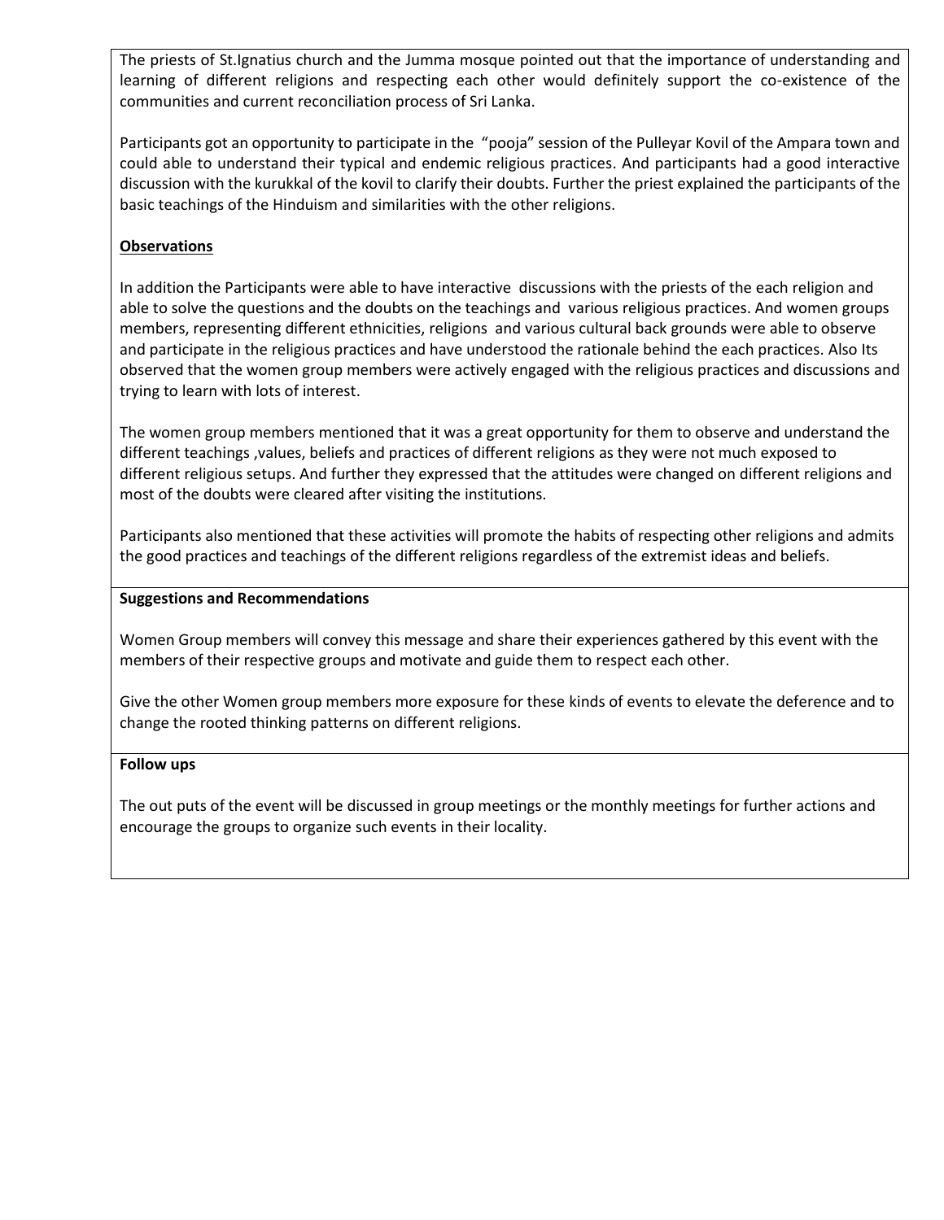The priests of St.Ignatius church and the Jumma mosque pointed out that the importance of understanding and learning of different religions and respecting each other would definitely support the co-existence of the communities and current reconciliation process of Sri Lanka.

Participants got an opportunity to participate in the "pooja" session of the Pulleyar Kovil of the Ampara town and could able to understand their typical and endemic religious practices. And participants had a good interactive discussion with the kurukkal of the kovil to clarify their doubts. Further the priest explained the participants of the basic teachings of the Hinduism and similarities with the other religions.

**Observations**

In addition the Participants were able to have interactive discussions with the priests of the each religion and able to solve the questions and the doubts on the teachings and various religious practices. And women groups members, representing different ethnicities, religions and various cultural back grounds were able to observe and participate in the religious practices and have understood the rationale behind the each practices. Also Its observed that the women group members were actively engaged with the religious practices and discussions and trying to learn with lots of interest.

The women group members mentioned that it was a great opportunity for them to observe and understand the different teachings ,values, beliefs and practices of different religions as they were not much exposed to different religious setups. And further they expressed that the attitudes were changed on different religions and most of the doubts were cleared after visiting the institutions.

Participants also mentioned that these activities will promote the habits of respecting other religions and admits the good practices and teachings of the different religions regardless of the extremist ideas and beliefs.

**Suggestions and Recommendations**

Women Group members will convey this message and share their experiences gathered by this event with the members of their respective groups and motivate and guide them to respect each other.

Give the other Women group members more exposure for these kinds of events to elevate the deference and to change the rooted thinking patterns on different religions.

**Follow ups**

The out puts of the event will be discussed in group meetings or the monthly meetings for further actions and encourage the groups to organize such events in their locality.